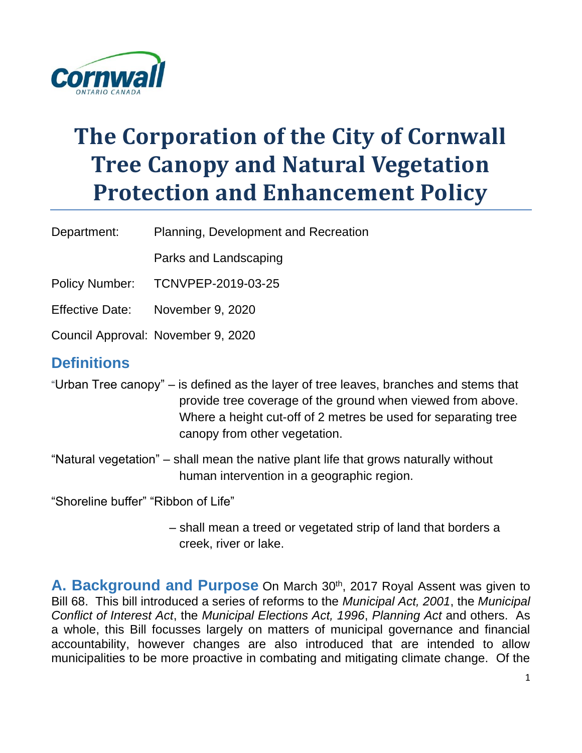# The Corporation of the City of Cornwall Tree Canopy and Natural Vegetation Protection and Enhancement Policy

Department: Planning, Development and Recreation

Parks and Landscaping

Policy Number: TCNVPEP-2019-03-25

Effective Date: November 9, 2020

Council Approval: November 9, 2020

## Definitions

"Urban Tree canopy" – is defined as the layer of tree leaves, branches and stems that provide tree coverage of the ground when viewed from above. Where a height cut-off of 2 metres be used for separating tree canopy from other vegetation.

"Natural vegetation" – shall mean the native plant life that grows naturally without human intervention in a geographic region.

"Shoreline buffer" "Ribbon of Life"

– shall mean a treed or vegetated strip of land that borders a creek, river or lake.

## A. Background and Purpose

On March 30th, 2017 Royal Assent was given to Bill 68. This bill introduced a series of reforms to the *Municipal Act, 2001*, the *Municipal Conflict of Interest Act*, the *Municipal Elections Act, 1996*, *Planning Act* and others. As a whole, this Bill focusses largely on matters of municipal governance and financial accountability, however changes are also introduced that are intended to allow municipalities to be more proactive in combating and mitigating climate change. Of the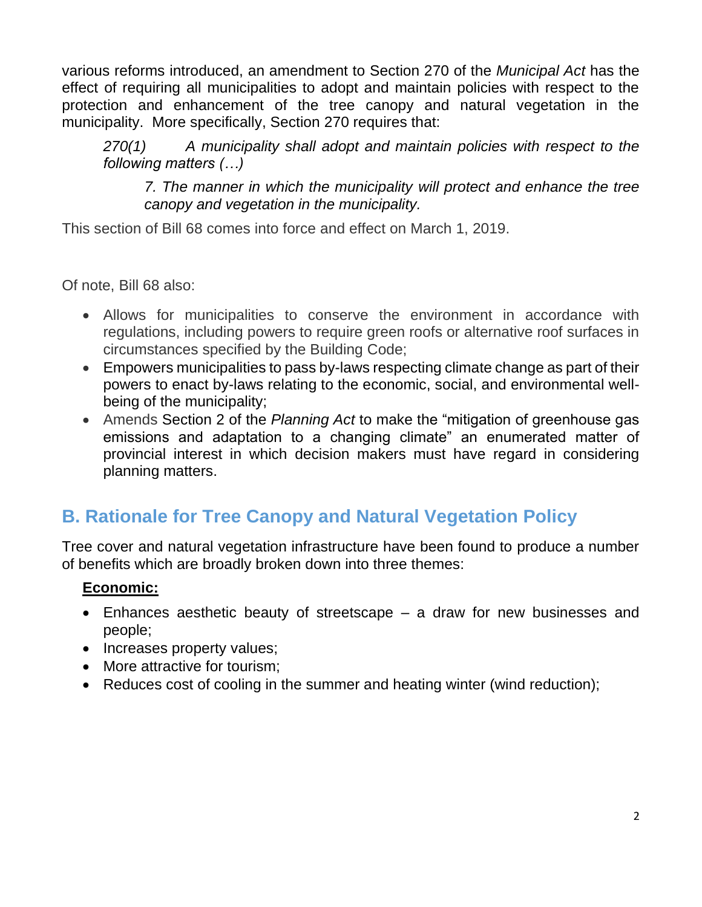various reforms introduced, an amendment to Section 270 of the *Municipal Act* has the effect of requiring all municipalities to adopt and maintain policies with respect to the protection and enhancement of the tree canopy and natural vegetation in the municipality. More specifically, Section 270 requires that:

> *270(1) A municipality shall adopt and maintain policies with respect to the following matters (…)*
>
> > *7. The manner in which the municipality will protect and enhance the tree canopy and vegetation in the municipality.*

This section of Bill 68 comes into force and effect on March 1, 2019.

Of note, Bill 68 also:

- Allows for municipalities to conserve the environment in accordance with regulations, including powers to require green roofs or alternative roof surfaces in circumstances specified by the Building Code;
- Empowers municipalities to pass by-laws respecting climate change as part of their powers to enact by-laws relating to the economic, social, and environmental well-being of the municipality;
- Amends Section 2 of the *Planning Act* to make the "mitigation of greenhouse gas emissions and adaptation to a changing climate" an enumerated matter of provincial interest in which decision makers must have regard in considering planning matters.

## B. Rationale for Tree Canopy and Natural Vegetation Policy

Tree cover and natural vegetation infrastructure have been found to produce a number of benefits which are broadly broken down into three themes:

**Economic:**

- Enhances aesthetic beauty of streetscape – a draw for new businesses and people;
- Increases property values;
- More attractive for tourism;
- Reduces cost of cooling in the summer and heating winter (wind reduction);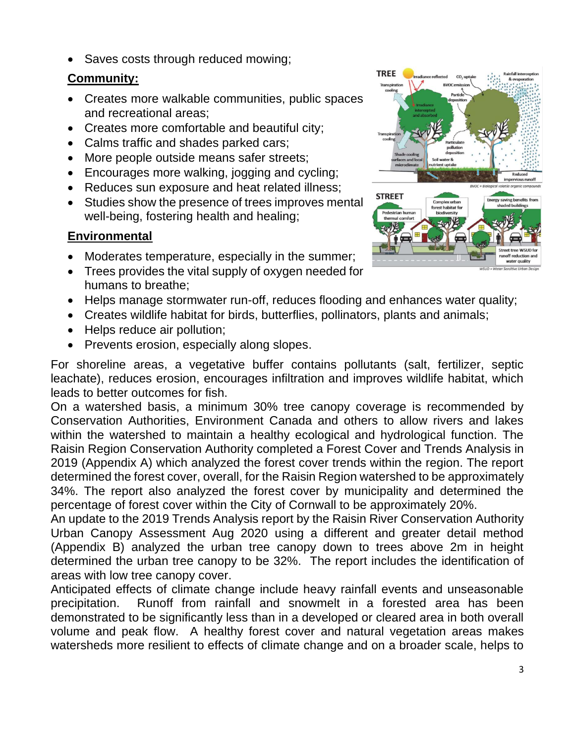- Saves costs through reduced mowing;

**Community:**

- Creates more walkable communities, public spaces and recreational areas;
- Creates more comfortable and beautiful city;
- Calms traffic and shades parked cars;
- More people outside means safer streets;
- Encourages more walking, jogging and cycling;
- Reduces sun exposure and heat related illness;
- Studies show the presence of trees improves mental well-being, fostering health and healing;

**Environmental**

- Moderates temperature, especially in the summer;
- Trees provides the vital supply of oxygen needed for humans to breathe;
- Helps manage stormwater run-off, reduces flooding and enhances water quality;
- Creates wildlife habitat for birds, butterflies, pollinators, plants and animals;
- Helps reduce air pollution;
- Prevents erosion, especially along slopes.

For shoreline areas, a vegetative buffer contains pollutants (salt, fertilizer, septic leachate), reduces erosion, encourages infiltration and improves wildlife habitat, which leads to better outcomes for fish.

On a watershed basis, a minimum 30% tree canopy coverage is recommended by Conservation Authorities, Environment Canada and others to allow rivers and lakes within the watershed to maintain a healthy ecological and hydrological function. The Raisin Region Conservation Authority completed a Forest Cover and Trends Analysis in 2019 (Appendix A) which analyzed the forest cover trends within the region. The report determined the forest cover, overall, for the Raisin Region watershed to be approximately 34%. The report also analyzed the forest cover by municipality and determined the percentage of forest cover within the City of Cornwall to be approximately 20%.

An update to the 2019 Trends Analysis report by the Raisin River Conservation Authority Urban Canopy Assessment Aug 2020 using a different and greater detail method (Appendix B) analyzed the urban tree canopy down to trees above 2m in height determined the urban tree canopy to be 32%. The report includes the identification of areas with low tree canopy cover.

Anticipated effects of climate change include heavy rainfall events and unseasonable precipitation. Runoff from rainfall and snowmelt in a forested area has been demonstrated to be significantly less than in a developed or cleared area in both overall volume and peak flow. A healthy forest cover and natural vegetation areas makes watersheds more resilient to effects of climate change and on a broader scale, helps to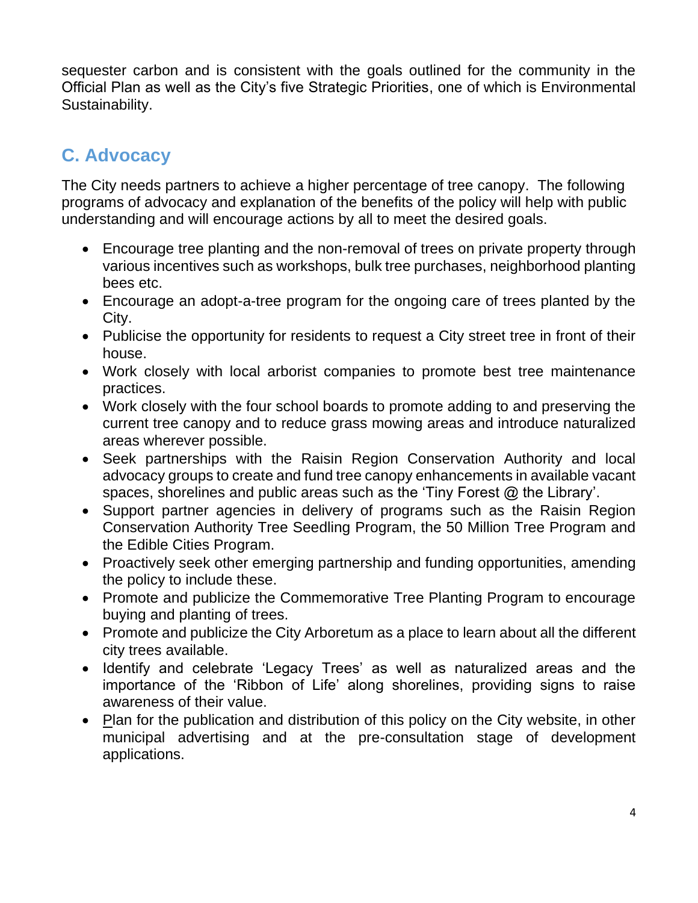sequester carbon and is consistent with the goals outlined for the community in the Official Plan as well as the City's five Strategic Priorities, one of which is Environmental Sustainability.

## C. Advocacy

The City needs partners to achieve a higher percentage of tree canopy. The following programs of advocacy and explanation of the benefits of the policy will help with public understanding and will encourage actions by all to meet the desired goals.

- Encourage tree planting and the non-removal of trees on private property through various incentives such as workshops, bulk tree purchases, neighborhood planting bees etc.
- Encourage an adopt-a-tree program for the ongoing care of trees planted by the City.
- Publicise the opportunity for residents to request a City street tree in front of their house.
- Work closely with local arborist companies to promote best tree maintenance practices.
- Work closely with the four school boards to promote adding to and preserving the current tree canopy and to reduce grass mowing areas and introduce naturalized areas wherever possible.
- Seek partnerships with the Raisin Region Conservation Authority and local advocacy groups to create and fund tree canopy enhancements in available vacant spaces, shorelines and public areas such as the 'Tiny Forest @ the Library'.
- Support partner agencies in delivery of programs such as the Raisin Region Conservation Authority Tree Seedling Program, the 50 Million Tree Program and the Edible Cities Program.
- Proactively seek other emerging partnership and funding opportunities, amending the policy to include these.
- Promote and publicize the Commemorative Tree Planting Program to encourage buying and planting of trees.
- Promote and publicize the City Arboretum as a place to learn about all the different city trees available.
- Identify and celebrate 'Legacy Trees' as well as naturalized areas and the importance of the 'Ribbon of Life' along shorelines, providing signs to raise awareness of their value.
- Plan for the publication and distribution of this policy on the City website, in other municipal advertising and at the pre-consultation stage of development applications.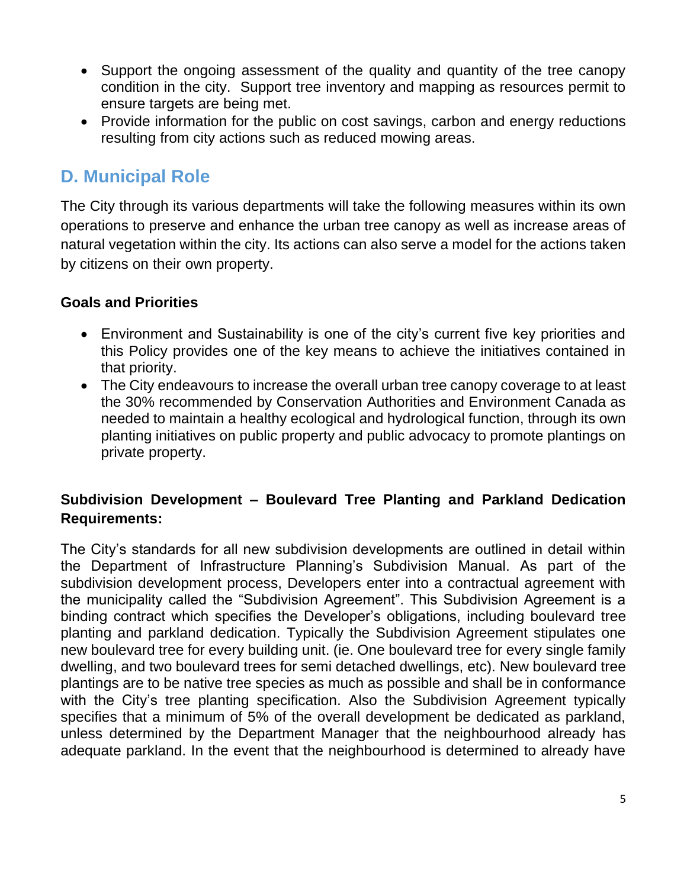- Support the ongoing assessment of the quality and quantity of the tree canopy condition in the city. Support tree inventory and mapping as resources permit to ensure targets are being met.
- Provide information for the public on cost savings, carbon and energy reductions resulting from city actions such as reduced mowing areas.

## D. Municipal Role

The City through its various departments will take the following measures within its own operations to preserve and enhance the urban tree canopy as well as increase areas of natural vegetation within the city. Its actions can also serve a model for the actions taken by citizens on their own property.

### Goals and Priorities

- Environment and Sustainability is one of the city's current five key priorities and this Policy provides one of the key means to achieve the initiatives contained in that priority.
- The City endeavours to increase the overall urban tree canopy coverage to at least the 30% recommended by Conservation Authorities and Environment Canada as needed to maintain a healthy ecological and hydrological function, through its own planting initiatives on public property and public advocacy to promote plantings on private property.

### Subdivision Development – Boulevard Tree Planting and Parkland Dedication Requirements:

The City's standards for all new subdivision developments are outlined in detail within the Department of Infrastructure Planning's Subdivision Manual. As part of the subdivision development process, Developers enter into a contractual agreement with the municipality called the "Subdivision Agreement". This Subdivision Agreement is a binding contract which specifies the Developer's obligations, including boulevard tree planting and parkland dedication. Typically the Subdivision Agreement stipulates one new boulevard tree for every building unit. (ie. One boulevard tree for every single family dwelling, and two boulevard trees for semi detached dwellings, etc). New boulevard tree plantings are to be native tree species as much as possible and shall be in conformance with the City's tree planting specification. Also the Subdivision Agreement typically specifies that a minimum of 5% of the overall development be dedicated as parkland, unless determined by the Department Manager that the neighbourhood already has adequate parkland. In the event that the neighbourhood is determined to already have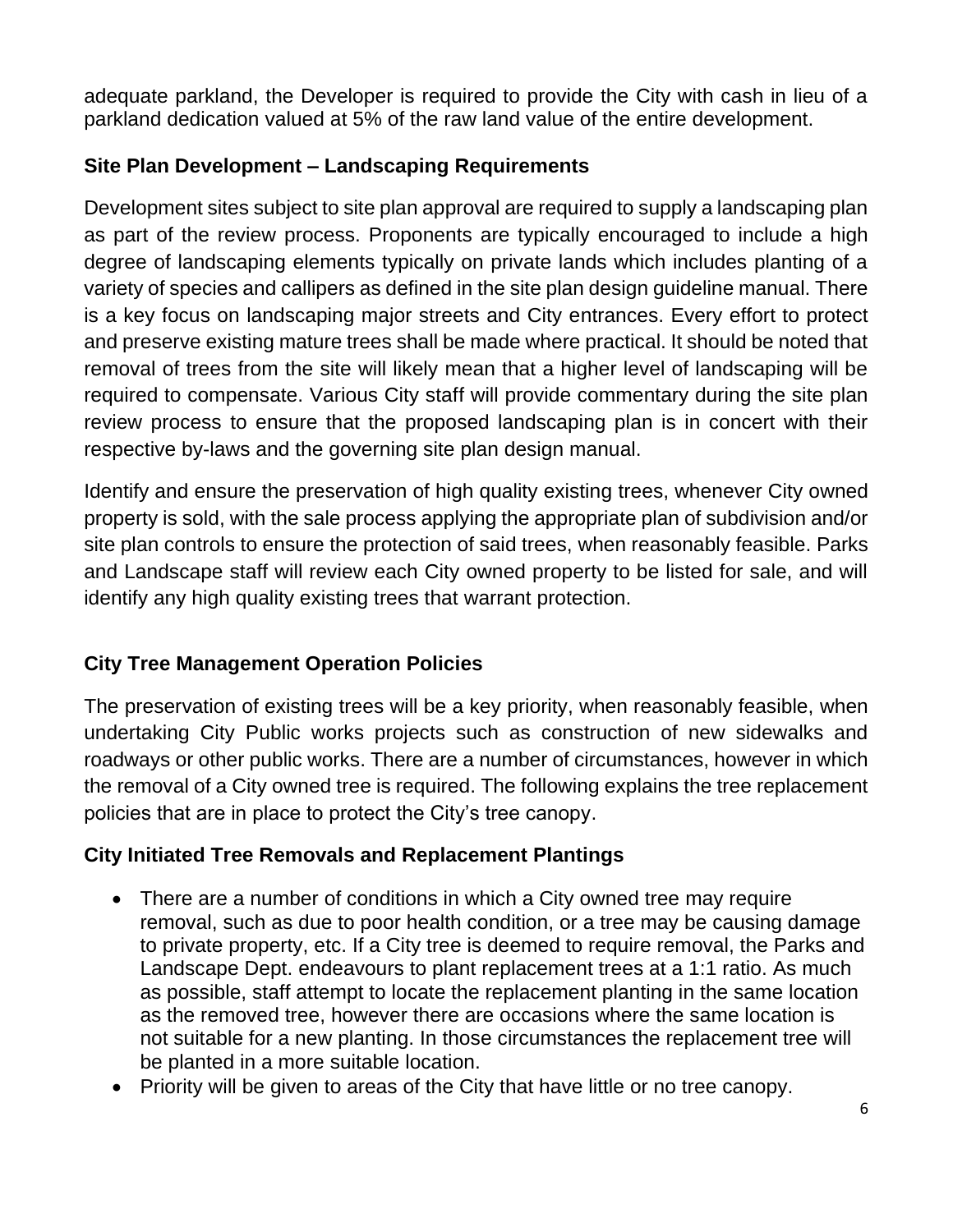adequate parkland, the Developer is required to provide the City with cash in lieu of a parkland dedication valued at 5% of the raw land value of the entire development.

## Site Plan Development – Landscaping Requirements

Development sites subject to site plan approval are required to supply a landscaping plan as part of the review process. Proponents are typically encouraged to include a high degree of landscaping elements typically on private lands which includes planting of a variety of species and callipers as defined in the site plan design guideline manual. There is a key focus on landscaping major streets and City entrances. Every effort to protect and preserve existing mature trees shall be made where practical. It should be noted that removal of trees from the site will likely mean that a higher level of landscaping will be required to compensate. Various City staff will provide commentary during the site plan review process to ensure that the proposed landscaping plan is in concert with their respective by-laws and the governing site plan design manual.

Identify and ensure the preservation of high quality existing trees, whenever City owned property is sold, with the sale process applying the appropriate plan of subdivision and/or site plan controls to ensure the protection of said trees, when reasonably feasible. Parks and Landscape staff will review each City owned property to be listed for sale, and will identify any high quality existing trees that warrant protection.

## City Tree Management Operation Policies

The preservation of existing trees will be a key priority, when reasonably feasible, when undertaking City Public works projects such as construction of new sidewalks and roadways or other public works. There are a number of circumstances, however in which the removal of a City owned tree is required. The following explains the tree replacement policies that are in place to protect the City's tree canopy.

## City Initiated Tree Removals and Replacement Plantings

- There are a number of conditions in which a City owned tree may require removal, such as due to poor health condition, or a tree may be causing damage to private property, etc. If a City tree is deemed to require removal, the Parks and Landscape Dept. endeavours to plant replacement trees at a 1:1 ratio. As much as possible, staff attempt to locate the replacement planting in the same location as the removed tree, however there are occasions where the same location is not suitable for a new planting. In those circumstances the replacement tree will be planted in a more suitable location.
- Priority will be given to areas of the City that have little or no tree canopy.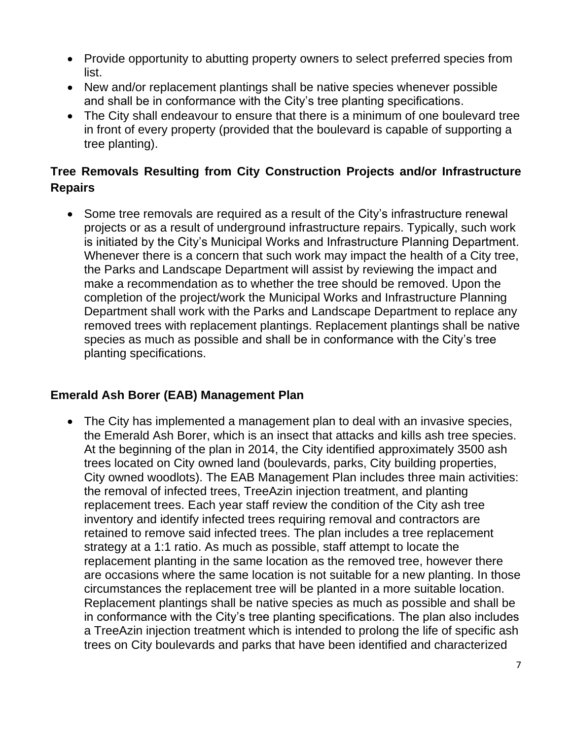- Provide opportunity to abutting property owners to select preferred species from list.
- New and/or replacement plantings shall be native species whenever possible and shall be in conformance with the City's tree planting specifications.
- The City shall endeavour to ensure that there is a minimum of one boulevard tree in front of every property (provided that the boulevard is capable of supporting a tree planting).

## Tree Removals Resulting from City Construction Projects and/or Infrastructure Repairs

- Some tree removals are required as a result of the City's infrastructure renewal projects or as a result of underground infrastructure repairs. Typically, such work is initiated by the City's Municipal Works and Infrastructure Planning Department. Whenever there is a concern that such work may impact the health of a City tree, the Parks and Landscape Department will assist by reviewing the impact and make a recommendation as to whether the tree should be removed. Upon the completion of the project/work the Municipal Works and Infrastructure Planning Department shall work with the Parks and Landscape Department to replace any removed trees with replacement plantings. Replacement plantings shall be native species as much as possible and shall be in conformance with the City's tree planting specifications.

## Emerald Ash Borer (EAB) Management Plan

- The City has implemented a management plan to deal with an invasive species, the Emerald Ash Borer, which is an insect that attacks and kills ash tree species. At the beginning of the plan in 2014, the City identified approximately 3500 ash trees located on City owned land (boulevards, parks, City building properties, City owned woodlots). The EAB Management Plan includes three main activities: the removal of infected trees, TreeAzin injection treatment, and planting replacement trees. Each year staff review the condition of the City ash tree inventory and identify infected trees requiring removal and contractors are retained to remove said infected trees. The plan includes a tree replacement strategy at a 1:1 ratio. As much as possible, staff attempt to locate the replacement planting in the same location as the removed tree, however there are occasions where the same location is not suitable for a new planting. In those circumstances the replacement tree will be planted in a more suitable location. Replacement plantings shall be native species as much as possible and shall be in conformance with the City's tree planting specifications. The plan also includes a TreeAzin injection treatment which is intended to prolong the life of specific ash trees on City boulevards and parks that have been identified and characterized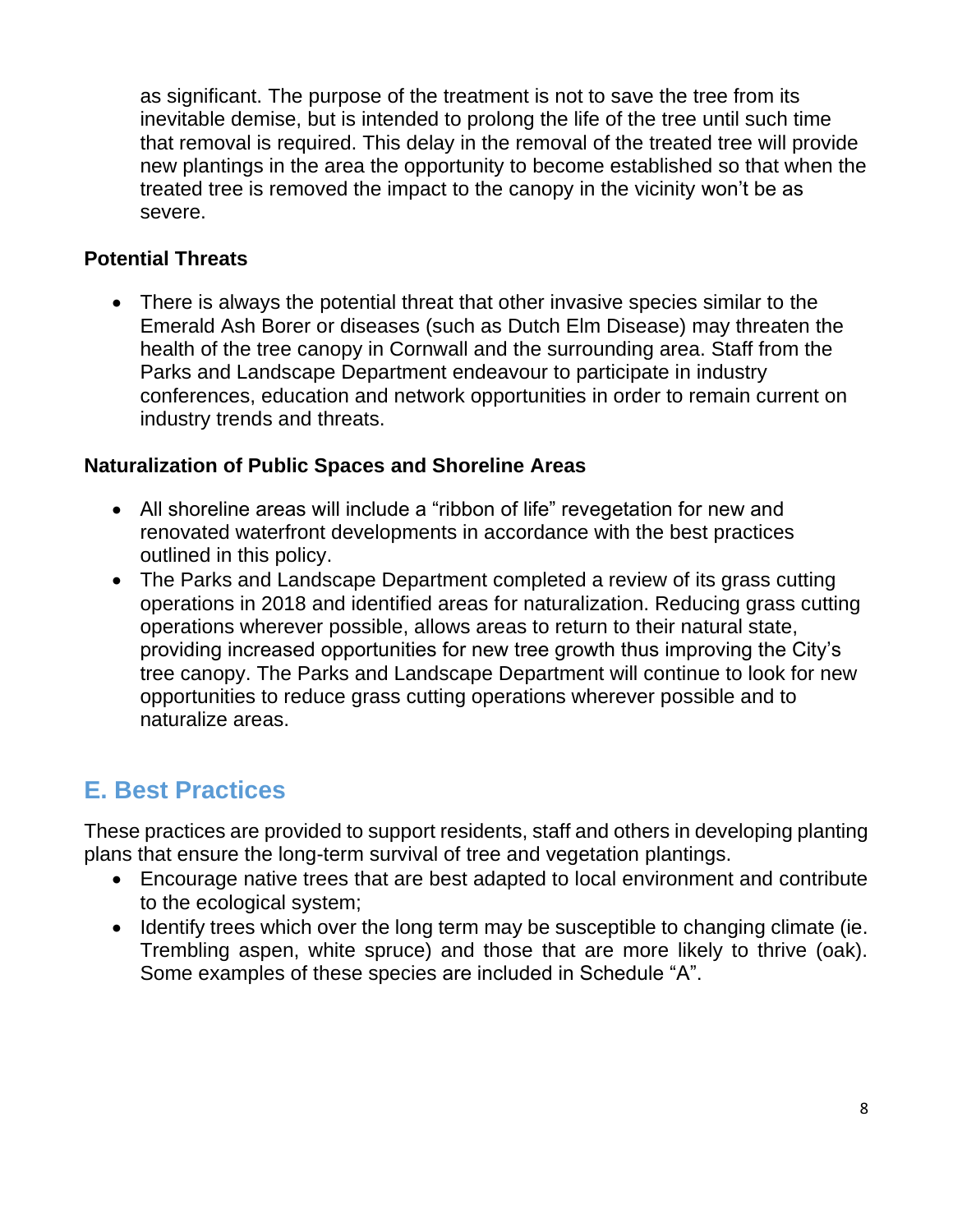as significant. The purpose of the treatment is not to save the tree from its inevitable demise, but is intended to prolong the life of the tree until such time that removal is required. This delay in the removal of the treated tree will provide new plantings in the area the opportunity to become established so that when the treated tree is removed the impact to the canopy in the vicinity won't be as severe.

**Potential Threats**

- There is always the potential threat that other invasive species similar to the Emerald Ash Borer or diseases (such as Dutch Elm Disease) may threaten the health of the tree canopy in Cornwall and the surrounding area. Staff from the Parks and Landscape Department endeavour to participate in industry conferences, education and network opportunities in order to remain current on industry trends and threats.

**Naturalization of Public Spaces and Shoreline Areas**

- All shoreline areas will include a "ribbon of life" revegetation for new and renovated waterfront developments in accordance with the best practices outlined in this policy.
- The Parks and Landscape Department completed a review of its grass cutting operations in 2018 and identified areas for naturalization. Reducing grass cutting operations wherever possible, allows areas to return to their natural state, providing increased opportunities for new tree growth thus improving the City's tree canopy. The Parks and Landscape Department will continue to look for new opportunities to reduce grass cutting operations wherever possible and to naturalize areas.

## E. Best Practices

These practices are provided to support residents, staff and others in developing planting plans that ensure the long-term survival of tree and vegetation plantings.

- Encourage native trees that are best adapted to local environment and contribute to the ecological system;
- Identify trees which over the long term may be susceptible to changing climate (ie. Trembling aspen, white spruce) and those that are more likely to thrive (oak). Some examples of these species are included in Schedule "A".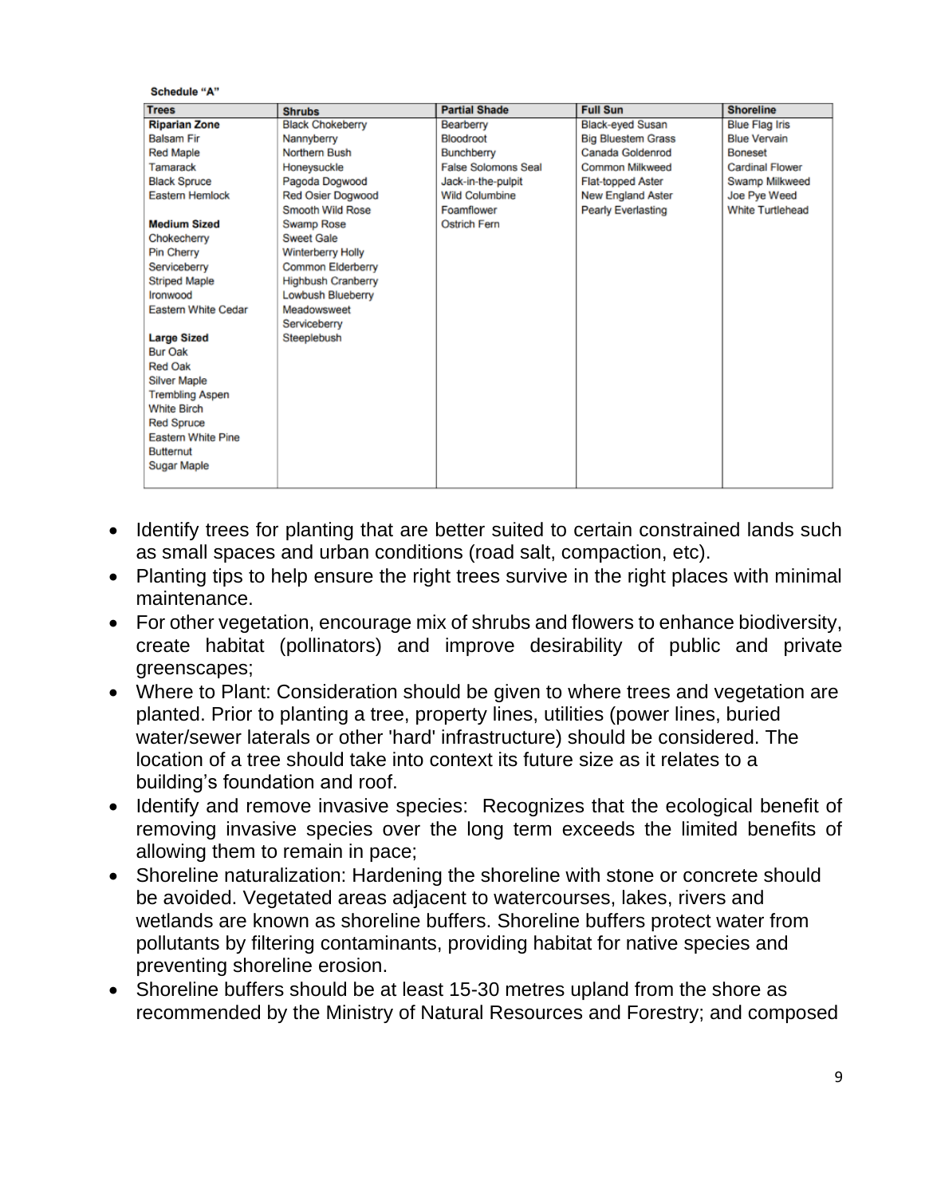**Schedule "A"**

| Trees | Shrubs | Partial Shade | Full Sun | Shoreline |
|---|---|---|---|---|
| **Riparian Zone** | Black Chokeberry | Bearberry | Black-eyed Susan | Blue Flag Iris |
| Balsam Fir | Nannyberry | Bloodroot | Big Bluestem Grass | Blue Vervain |
| Red Maple | Northern Bush | Bunchberry | Canada Goldenrod | Boneset |
| Tamarack | Honeysuckle | False Solomons Seal | Common Milkweed | Cardinal Flower |
| Black Spruce | Pagoda Dogwood | Jack-in-the-pulpit | Flat-topped Aster | Swamp Milkweed |
| Eastern Hemlock | Red Osier Dogwood | Wild Columbine | New England Aster | Joe Pye Weed |
| | Smooth Wild Rose | Foamflower | Pearly Everlasting | White Turtlehead |
| **Medium Sized** | Swamp Rose | Ostrich Fern | | |
| Chokecherry | Sweet Gale | | | |
| Pin Cherry | Winterberry Holly | | | |
| Serviceberry | Common Elderberry | | | |
| Striped Maple | Highbush Cranberry | | | |
| Ironwood | Lowbush Blueberry | | | |
| Eastern White Cedar | Meadowsweet | | | |
| | Serviceberry | | | |
| **Large Sized** | Steeplebush | | | |
| Bur Oak | | | | |
| Red Oak | | | | |
| Silver Maple | | | | |
| Trembling Aspen | | | | |
| White Birch | | | | |
| Red Spruce | | | | |
| Eastern White Pine | | | | |
| Butternut | | | | |
| Sugar Maple | | | | |

- Identify trees for planting that are better suited to certain constrained lands such as small spaces and urban conditions (road salt, compaction, etc).
- Planting tips to help ensure the right trees survive in the right places with minimal maintenance.
- For other vegetation, encourage mix of shrubs and flowers to enhance biodiversity, create habitat (pollinators) and improve desirability of public and private greenscapes;
- Where to Plant: Consideration should be given to where trees and vegetation are planted. Prior to planting a tree, property lines, utilities (power lines, buried water/sewer laterals or other 'hard' infrastructure) should be considered. The location of a tree should take into context its future size as it relates to a building's foundation and roof.
- Identify and remove invasive species: Recognizes that the ecological benefit of removing invasive species over the long term exceeds the limited benefits of allowing them to remain in pace;
- Shoreline naturalization: Hardening the shoreline with stone or concrete should be avoided. Vegetated areas adjacent to watercourses, lakes, rivers and wetlands are known as shoreline buffers. Shoreline buffers protect water from pollutants by filtering contaminants, providing habitat for native species and preventing shoreline erosion.
- Shoreline buffers should be at least 15-30 metres upland from the shore as recommended by the Ministry of Natural Resources and Forestry; and composed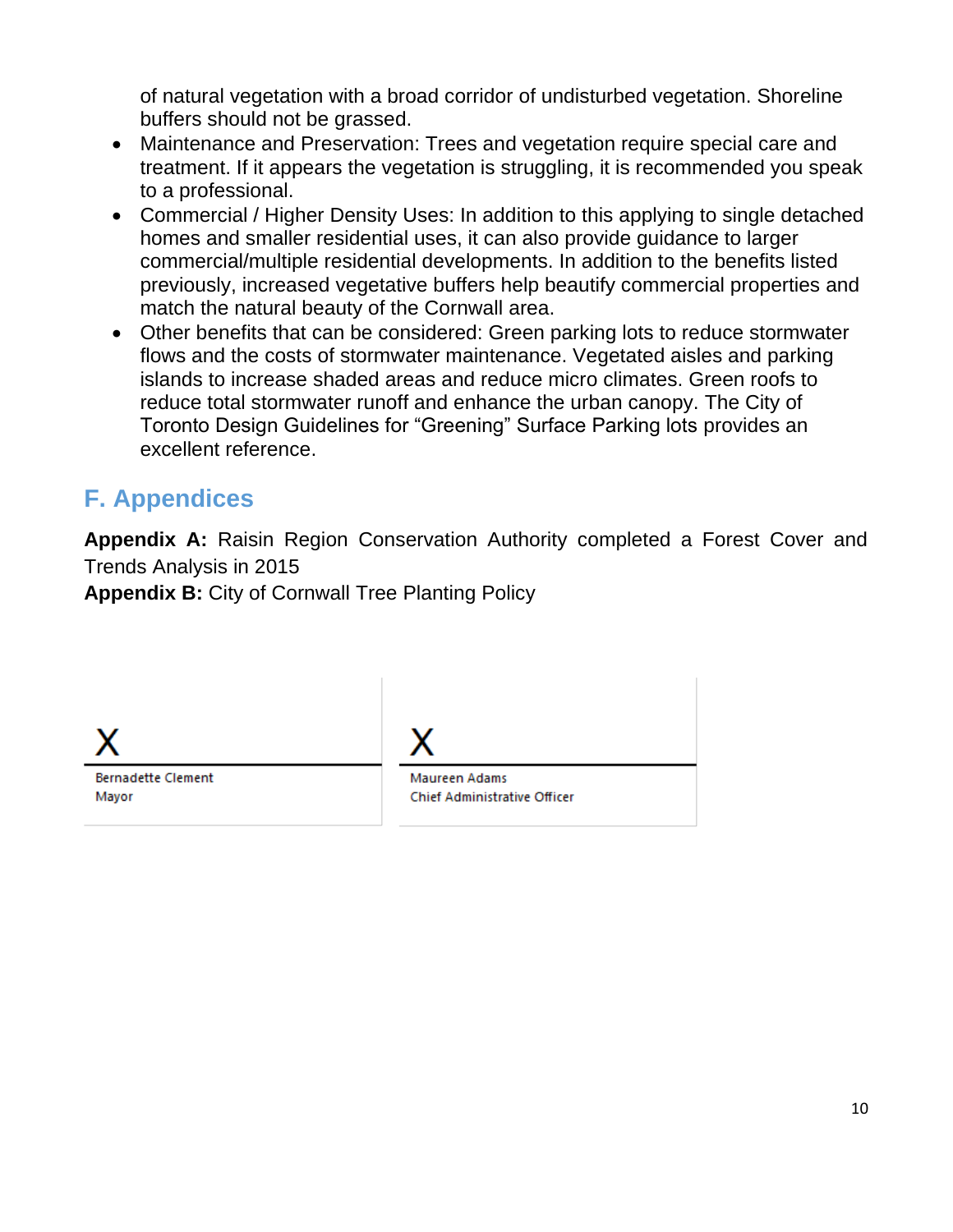of natural vegetation with a broad corridor of undisturbed vegetation. Shoreline buffers should not be grassed.

- Maintenance and Preservation: Trees and vegetation require special care and treatment. If it appears the vegetation is struggling, it is recommended you speak to a professional.
- Commercial / Higher Density Uses: In addition to this applying to single detached homes and smaller residential uses, it can also provide guidance to larger commercial/multiple residential developments. In addition to the benefits listed previously, increased vegetative buffers help beautify commercial properties and match the natural beauty of the Cornwall area.
- Other benefits that can be considered: Green parking lots to reduce stormwater flows and the costs of stormwater maintenance. Vegetated aisles and parking islands to increase shaded areas and reduce micro climates. Green roofs to reduce total stormwater runoff and enhance the urban canopy. The City of Toronto Design Guidelines for "Greening" Surface Parking lots provides an excellent reference.

## F. Appendices

**Appendix A:** Raisin Region Conservation Authority completed a Forest Cover and Trends Analysis in 2015

**Appendix B:** City of Cornwall Tree Planting Policy

| | |
|---|---|
| X | X |
| Bernadette Clement<br>Mayor | Maureen Adams<br>Chief Administrative Officer |